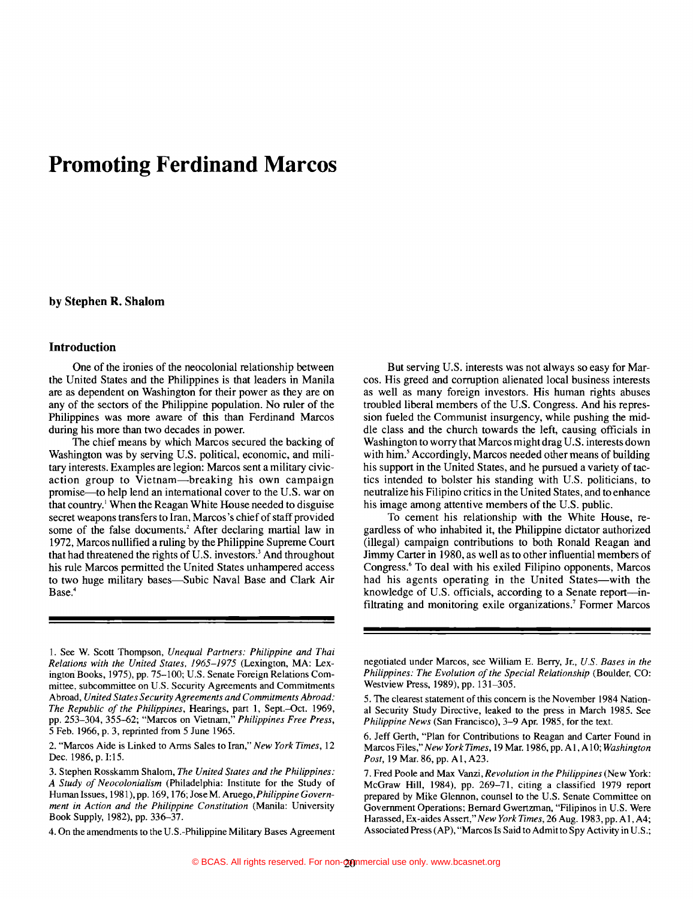# Promoting Ferdinand Marcos

**by Stephen R. Shalom**

## Introduction

One of the ironies of the neocolonial relationship between the United States and the Philippines is that leaders in Manila are as dependent on Washington for their power as they are on any of the sectors of the Philippine population. No ruler of the Philippines was more aware of this than Ferdinand Marcos during his more than two decades in power.

The chief means by which Marcos secured the backing of Washington was by serving U.S. political, economic, and military interests. Examples are legion: Marcos sent a military civic-action group to Vietnam—breaking his own campaign promise—to help lend an international cover to the U.S. war on that country.[1] When the Reagan White House needed to disguise secret weapons transfers to Iran, Marcos's chief of staff provided some of the false documents.[2] After declaring martial law in 1972, Marcos nullified a ruling by the Philippine Supreme Court that had threatened the rights of U.S. investors.[3] And throughout his rule Marcos permitted the United States unhampered access to two huge military bases—Subic Naval Base and Clark Air Base.[4]

But serving U.S. interests was not always so easy for Marcos. His greed and corruption alienated local business interests as well as many foreign investors. His human rights abuses troubled liberal members of the U.S. Congress. And his repression fueled the Communist insurgency, while pushing the middle class and the church towards the left, causing officials in Washington to worry that Marcos might drag U.S. interests down with him.[5] Accordingly, Marcos needed other means of building his support in the United States, and he pursued a variety of tactics intended to bolster his standing with U.S. politicians, to neutralize his Filipino critics in the United States, and to enhance his image among attentive members of the U.S. public.

To cement his relationship with the White House, regardless of who inhabited it, the Philippine dictator authorized (illegal) campaign contributions to both Ronald Reagan and Jimmy Carter in 1980, as well as to other influential members of Congress.[6] To deal with his exiled Filipino opponents, Marcos had his agents operating in the United States—with the knowledge of U.S. officials, according to a Senate report—infiltrating and monitoring exile organizations.[7] Former Marcos

---

1. See W. Scott Thompson, *Unequal Partners: Philippine and Thai Relations with the United States, 1965–1975* (Lexington, MA: Lexington Books, 1975), pp. 75–100; U.S. Senate Foreign Relations Committee, subcommittee on U.S. Security Agreements and Commitments Abroad, *United States Security Agreements and Commitments Abroad: The Republic of the Philippines*, Hearings, part 1, Sept.–Oct. 1969, pp. 253–304, 355–62; "Marcos on Vietnam," *Philippines Free Press*, 5 Feb. 1966, p. 3, reprinted from 5 June 1965.

2. "Marcos Aide is Linked to Arms Sales to Iran," *New York Times*, 12 Dec. 1986, p. I:15.

3. Stephen Rosskamm Shalom, *The United States and the Philippines: A Study of Neocolonialism* (Philadelphia: Institute for the Study of Human Issues, 1981), pp. 169, 176; Jose M. Aruego, *Philippine Government in Action and the Philippine Constitution* (Manila: University Book Supply, 1982), pp. 336–37.

4. On the amendments to the U.S.-Philippine Military Bases Agreement negotiated under Marcos, see William E. Berry, Jr., *U.S. Bases in the Philippines: The Evolution of the Special Relationship* (Boulder, CO: Westview Press, 1989), pp. 131–305.

5. The clearest statement of this concern is the November 1984 National Security Study Directive, leaked to the press in March 1985. See *Philippine News* (San Francisco), 3–9 Apr. 1985, for the text.

6. Jeff Gerth, "Plan for Contributions to Reagan and Carter Found in Marcos Files," *New York Times*, 19 Mar. 1986, pp. A1, A10; *Washington Post*, 19 Mar. 86, pp. A1, A23.

7. Fred Poole and Max Vanzi, *Revolution in the Philippines* (New York: McGraw Hill, 1984), pp. 269–71, citing a classified 1979 report prepared by Mike Glennon, counsel to the U.S. Senate Committee on Government Operations; Bernard Gwertzman, "Filipinos in U.S. Were Harassed, Ex-aides Assert," *New York Times*, 26 Aug. 1983, pp. A1, A4; Associated Press (AP), "Marcos Is Said to Admit to Spy Activity in U.S.;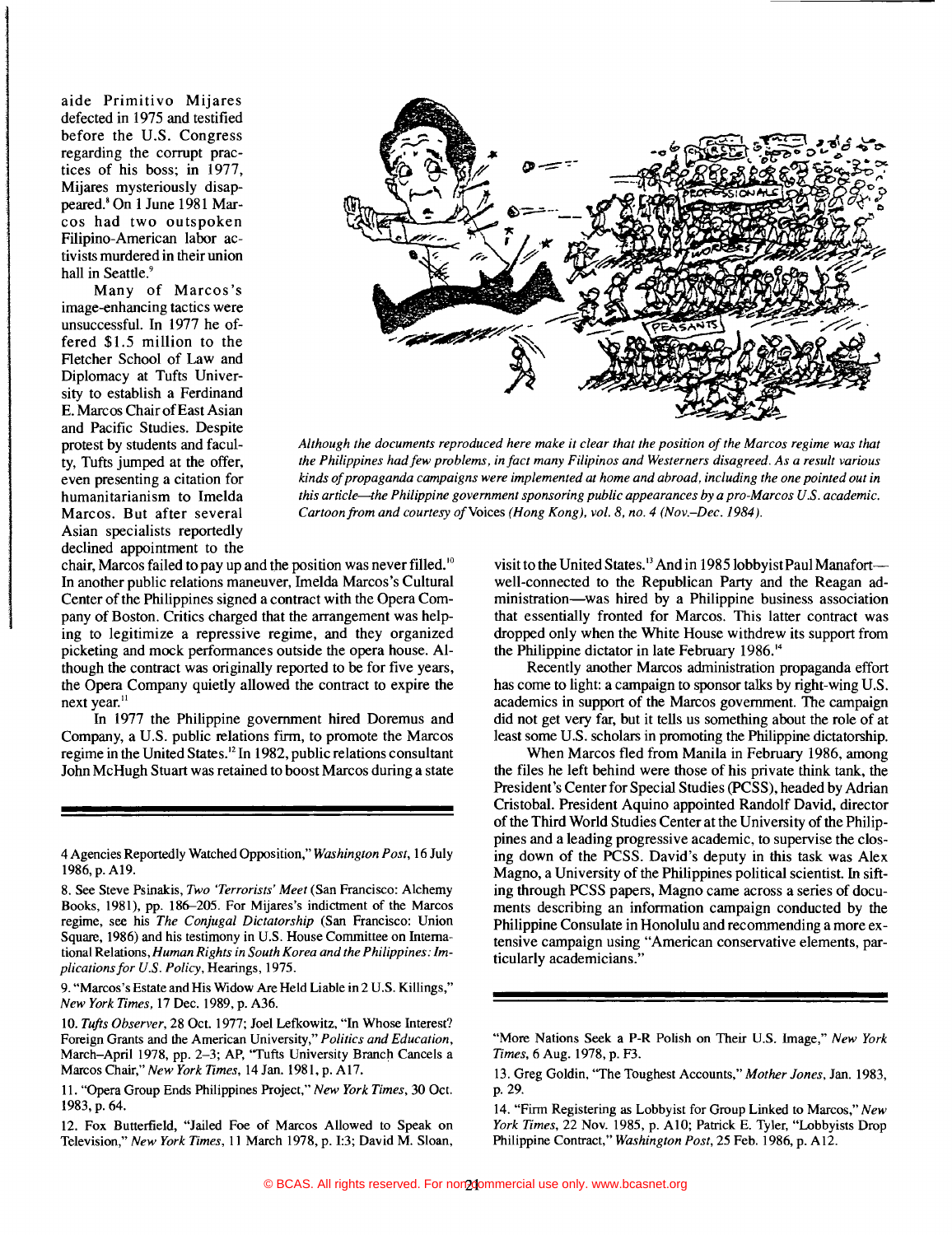aide Primitivo Mijares defected in 1975 and testified before the U.S. Congress regarding the corrupt practices of his boss; in 1977, Mijares mysteriously disappeared.[8] On 1 June 1981 Marcos had two outspoken Filipino-American labor activists murdered in their union hall in Seattle.[9]

Many of Marcos's image-enhancing tactics were unsuccessful. In 1977 he offered $1.5 million to the Fletcher School of Law and Diplomacy at Tufts University to establish a Ferdinand E. Marcos Chair of East Asian and Pacific Studies. Despite protest by students and faculty, Tufts jumped at the offer, even presenting a citation for humanitarianism to Imelda Marcos. But after several Asian specialists reportedly declined appointment to the chair, Marcos failed to pay up and the position was never filled.[10] In another public relations maneuver, Imelda Marcos's Cultural Center of the Philippines signed a contract with the Opera Company of Boston. Critics charged that the arrangement was helping to legitimize a repressive regime, and they organized picketing and mock performances outside the opera house. Although the contract was originally reported to be for five years, the Opera Company quietly allowed the contract to expire the next year.[11]

*Although the documents reproduced here make it clear that the position of the Marcos regime was that the Philippines had few problems, in fact many Filipinos and Westerners disagreed. As a result various kinds of propaganda campaigns were implemented at home and abroad, including the one pointed out in this article—the Philippine government sponsoring public appearances by a pro-Marcos U.S. academic. Cartoon from and courtesy of* Voices *(Hong Kong), vol. 8, no. 4 (Nov.–Dec. 1984).*

In 1977 the Philippine government hired Doremus and Company, a U.S. public relations firm, to promote the Marcos regime in the United States.[12] In 1982, public relations consultant John McHugh Stuart was retained to boost Marcos during a state visit to the United States.[13] And in 1985 lobbyist Paul Manafort—well-connected to the Republican Party and the Reagan administration—was hired by a Philippine business association that essentially fronted for Marcos. This latter contract was dropped only when the White House withdrew its support from the Philippine dictator in late February 1986.[14]

Recently another Marcos administration propaganda effort has come to light: a campaign to sponsor talks by right-wing U.S. academics in support of the Marcos government. The campaign did not get very far, but it tells us something about the role of at least some U.S. scholars in promoting the Philippine dictatorship.

When Marcos fled from Manila in February 1986, among the files he left behind were those of his private think tank, the President's Center for Special Studies (PCSS), headed by Adrian Cristobal. President Aquino appointed Randolf David, director of the Third World Studies Center at the University of the Philippines and a leading progressive academic, to supervise the closing down of the PCSS. David's deputy in this task was Alex Magno, a University of the Philippines political scientist. In sifting through PCSS papers, Magno came across a series of documents describing an information campaign conducted by the Philippine Consulate in Honolulu and recommending a more extensive campaign using "American conservative elements, particularly academicians."

---

4 Agencies Reportedly Watched Opposition," *Washington Post*, 16 July 1986, p. A19.

8. See Steve Psinakis, *Two 'Terrorists' Meet* (San Francisco: Alchemy Books, 1981), pp. 186–205. For Mijares's indictment of the Marcos regime, see his *The Conjugal Dictatorship* (San Francisco: Union Square, 1986) and his testimony in U.S. House Committee on International Relations, *Human Rights in South Korea and the Philippines: Implications for U.S. Policy*, Hearings, 1975.

9. "Marcos's Estate and His Widow Are Held Liable in 2 U.S. Killings," *New York Times*, 17 Dec. 1989, p. A36.

10. *Tufts Observer*, 28 Oct. 1977; Joel Lefkowitz, "In Whose Interest? Foreign Grants and the American University," *Politics and Education*, March–April 1978, pp. 2–3; AP, "Tufts University Branch Cancels a Marcos Chair," *New York Times*, 14 Jan. 1981, p. A17.

11. "Opera Group Ends Philippines Project," *New York Times*, 30 Oct. 1983, p. 64.

12. Fox Butterfield, "Jailed Foe of Marcos Allowed to Speak on Television," *New York Times*, 11 March 1978, p. I:3; David M. Sloan, "More Nations Seek a P-R Polish on Their U.S. Image," *New York Times*, 6 Aug. 1978, p. F3.

13. Greg Goldin, "The Toughest Accounts," *Mother Jones*, Jan. 1983, p. 29.

14. "Firm Registering as Lobbyist for Group Linked to Marcos," *New York Times*, 22 Nov. 1985, p. A10; Patrick E. Tyler, "Lobbyists Drop Philippine Contract," *Washington Post*, 25 Feb. 1986, p. A12.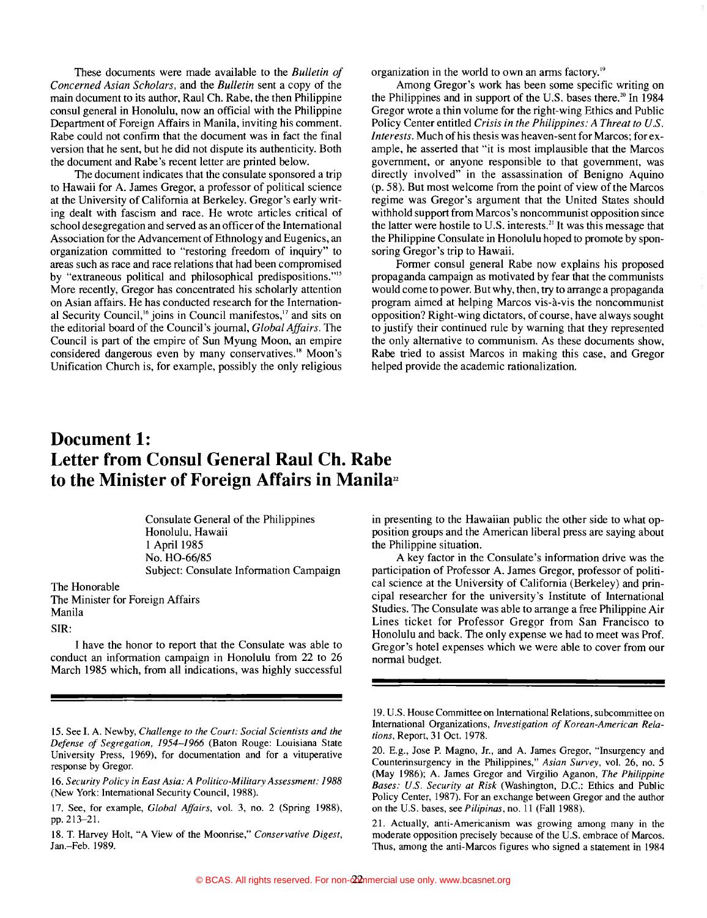These documents were made available to the *Bulletin of Concerned Asian Scholars*, and the *Bulletin* sent a copy of the main document to its author, Raul Ch. Rabe, the then Philippine consul general in Honolulu, now an official with the Philippine Department of Foreign Affairs in Manila, inviting his comment. Rabe could not confirm that the document was in fact the final version that he sent, but he did not dispute its authenticity. Both the document and Rabe's recent letter are printed below.

The document indicates that the consulate sponsored a trip to Hawaii for A. James Gregor, a professor of political science at the University of California at Berkeley. Gregor's early writing dealt with fascism and race. He wrote articles critical of school desegregation and served as an officer of the International Association for the Advancement of Ethnology and Eugenics, an organization committed to "restoring freedom of inquiry" to areas such as race and race relations that had been compromised by "extraneous political and philosophical predispositions."[15] More recently, Gregor has concentrated his scholarly attention on Asian affairs. He has conducted research for the International Security Council,[16] joins in Council manifestos,[17] and sits on the editorial board of the Council's journal, *Global Affairs*. The Council is part of the empire of Sun Myung Moon, an empire considered dangerous even by many conservatives.[18] Moon's Unification Church is, for example, possibly the only religious organization in the world to own an arms factory.[19]

Among Gregor's work has been some specific writing on the Philippines and in support of the U.S. bases there.[20] In 1984 Gregor wrote a thin volume for the right-wing Ethics and Public Policy Center entitled *Crisis in the Philippines: A Threat to U.S. Interests*. Much of his thesis was heaven-sent for Marcos; for example, he asserted that "it is most implausible that the Marcos government, or anyone responsible to that government, was directly involved" in the assassination of Benigno Aquino (p. 58). But most welcome from the point of view of the Marcos regime was Gregor's argument that the United States should withhold support from Marcos's noncommunist opposition since the latter were hostile to U.S. interests.[21] It was this message that the Philippine Consulate in Honolulu hoped to promote by sponsoring Gregor's trip to Hawaii.

Former consul general Rabe now explains his proposed propaganda campaign as motivated by fear that the communists would come to power. But why, then, try to arrange a propaganda program aimed at helping Marcos vis-à-vis the noncommunist opposition? Right-wing dictators, of course, have always sought to justify their continued rule by warning that they represented the only alternative to communism. As these documents show, Rabe tried to assist Marcos in making this case, and Gregor helped provide the academic rationalization.

# Document 1: Letter from Consul General Raul Ch. Rabe to the Minister of Foreign Affairs in Manila[22]

Consulate General of the Philippines
Honolulu, Hawaii
1 April 1985
No. HO-66/85
Subject: Consulate Information Campaign

The Honorable
The Minister for Foreign Affairs
Manila

SIR:

I have the honor to report that the Consulate was able to conduct an information campaign in Honolulu from 22 to 26 March 1985 which, from all indications, was highly successful in presenting to the Hawaiian public the other side to what opposition groups and the American liberal press are saying about the Philippine situation.

A key factor in the Consulate's information drive was the participation of Professor A. James Gregor, professor of political science at the University of California (Berkeley) and principal researcher for the university's Institute of International Studies. The Consulate was able to arrange a free Philippine Air Lines ticket for Professor Gregor from San Francisco to Honolulu and back. The only expense we had to meet was Prof. Gregor's hotel expenses which we were able to cover from our normal budget.

---

15. See I. A. Newby, *Challenge to the Court: Social Scientists and the Defense of Segregation, 1954–1966* (Baton Rouge: Louisiana State University Press, 1969), for documentation and for a vituperative response by Gregor.

16. *Security Policy in East Asia: A Politico-Military Assessment: 1988* (New York: International Security Council, 1988).

17. See, for example, *Global Affairs*, vol. 3, no. 2 (Spring 1988), pp. 213–21.

18. T. Harvey Holt, "A View of the Moonrise," *Conservative Digest*, Jan.–Feb. 1989.

19. U.S. House Committee on International Relations, subcommittee on International Organizations, *Investigation of Korean-American Relations*, Report, 31 Oct. 1978.

20. E.g., Jose P. Magno, Jr., and A. James Gregor, "Insurgency and Counterinsurgency in the Philippines," *Asian Survey*, vol. 26, no. 5 (May 1986); A. James Gregor and Virgilio Aganon, *The Philippine Bases: U.S. Security at Risk* (Washington, D.C.: Ethics and Public Policy Center, 1987). For an exchange between Gregor and the author on the U.S. bases, see *Pilipinas*, no. 11 (Fall 1988).

21. Actually, anti-Americanism was growing among many in the moderate opposition precisely because of the U.S. embrace of Marcos. Thus, among the anti-Marcos figures who signed a statement in 1984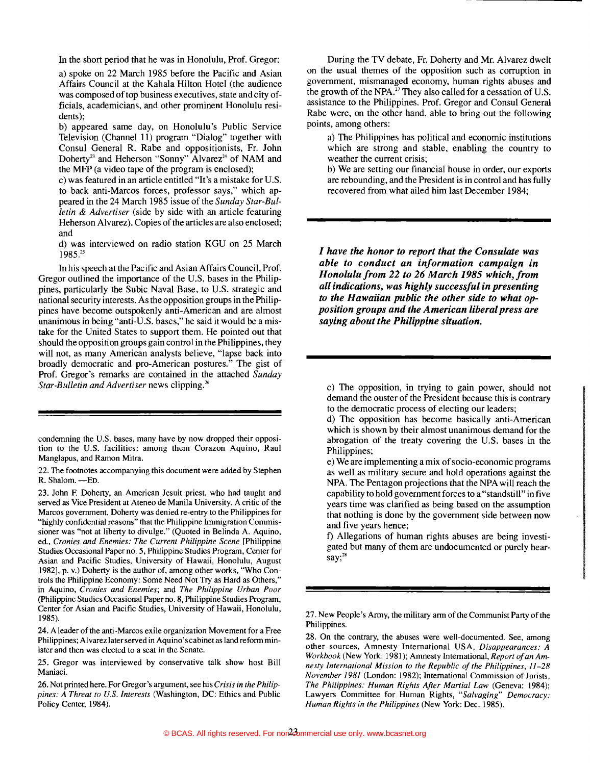In the short period that he was in Honolulu, Prof. Gregor:

a) spoke on 22 March 1985 before the Pacific and Asian Affairs Council at the Kahala Hilton Hotel (the audience was composed of top business executives, state and city officials, academicians, and other prominent Honolulu residents);

b) appeared same day, on Honolulu's Public Service Television (Channel 11) program "Dialog" together with Consul General R. Rabe and oppositionists, Fr. John Doherty[23] and Heherson "Sonny" Alvarez[24] of NAM and the MFP (a video tape of the program is enclosed);

c) was featured in an article entitled "It's a mistake for U.S. to back anti-Marcos forces, professor says," which appeared in the 24 March 1985 issue of the *Sunday Star-Bulletin & Advertiser* (side by side with an article featuring Heherson Alvarez). Copies of the articles are also enclosed; and

d) was interviewed on radio station KGU on 25 March 1985.[25]

In his speech at the Pacific and Asian Affairs Council, Prof. Gregor outlined the importance of the U.S. bases in the Philippines, particularly the Subic Naval Base, to U.S. strategic and national security interests. As the opposition groups in the Philippines have become outspokenly anti-American and are almost unanimous in being "anti-U.S. bases," he said it would be a mistake for the United States to support them. He pointed out that should the opposition groups gain control in the Philippines, they will not, as many American analysts believe, "lapse back into broadly democratic and pro-American postures." The gist of Prof. Gregor's remarks are contained in the attached *Sunday Star-Bulletin and Advertiser* news clipping.[26]

During the TV debate, Fr. Doherty and Mr. Alvarez dwelt on the usual themes of the opposition such as corruption in government, mismanaged economy, human rights abuses and the growth of the NPA.[27] They also called for a cessation of U.S. assistance to the Philippines. Prof. Gregor and Consul General Rabe were, on the other hand, able to bring out the following points, among others:

a) The Philippines has political and economic institutions which are strong and stable, enabling the country to weather the current crisis;

b) We are setting our financial house in order, our exports are rebounding, and the President is in control and has fully recovered from what ailed him last December 1984;

***I have the honor to report that the Consulate was able to conduct an information campaign in Honolulu from 22 to 26 March 1985 which, from all indications, was highly successful in presenting to the Hawaiian public the other side to what opposition groups and the American liberal press are saying about the Philippine situation.***

c) The opposition, in trying to gain power, should not demand the ouster of the President because this is contrary to the democratic process of electing our leaders;

d) The opposition has become basically anti-American which is shown by their almost unanimous demand for the abrogation of the treaty covering the U.S. bases in the Philippines;

e) We are implementing a mix of socio-economic programs as well as military secure and hold operations against the NPA. The Pentagon projections that the NPA will reach the capability to hold government forces to a "standstill" in five years time was clarified as being based on the assumption that nothing is done by the government side between now and five years hence;

f) Allegations of human rights abuses are being investigated but many of them are undocumented or purely hearsay;[28]

---

condemning the U.S. bases, many have by now dropped their opposition to the U.S. facilities: among them Corazon Aquino, Raul Manglapus, and Ramon Mitra.

22. The footnotes accompanying this document were added by Stephen R. Shalom. —Ed.

23. John F. Doherty, an American Jesuit priest, who had taught and served as Vice President at Ateneo de Manila University. A critic of the Marcos government, Doherty was denied re-entry to the Philippines for "highly confidential reasons" that the Philippine Immigration Commissioner was "not at liberty to divulge." (Quoted in Belinda A. Aquino, ed., *Cronies and Enemies: The Current Philippine Scene* [Philippine Studies Occasional Paper no. 5, Philippine Studies Program, Center for Asian and Pacific Studies, University of Hawaii, Honolulu, August 1982], p. v.) Doherty is the author of, among other works, "Who Controls the Philippine Economy: Some Need Not Try as Hard as Others," in Aquino, *Cronies and Enemies*; and *The Philippine Urban Poor* (Philippine Studies Occasional Paper no. 8, Philippine Studies Program, Center for Asian and Pacific Studies, University of Hawaii, Honolulu, 1985).

24. A leader of the anti-Marcos exile organization Movement for a Free Philippines; Alvarez later served in Aquino's cabinet as land reform minister and then was elected to a seat in the Senate.

25. Gregor was interviewed by conservative talk show host Bill Maniaci.

26. Not printed here. For Gregor's argument, see his *Crisis in the Philippines: A Threat to U.S. Interests* (Washington, DC: Ethics and Public Policy Center, 1984).

27. New People's Army, the military arm of the Communist Party of the Philippines.

28. On the contrary, the abuses were well-documented. See, among other sources, Amnesty International USA, *Disappearances: A Workbook* (New York: 1981); Amnesty International, *Report of an Amnesty International Mission to the Republic of the Philippines, 11–28 November 1981* (London: 1982); International Commission of Jurists, *The Philippines: Human Rights After Martial Law* (Geneva: 1984); Lawyers Committee for Human Rights, *"Salvaging" Democracy: Human Rights in the Philippines* (New York: Dec. 1985).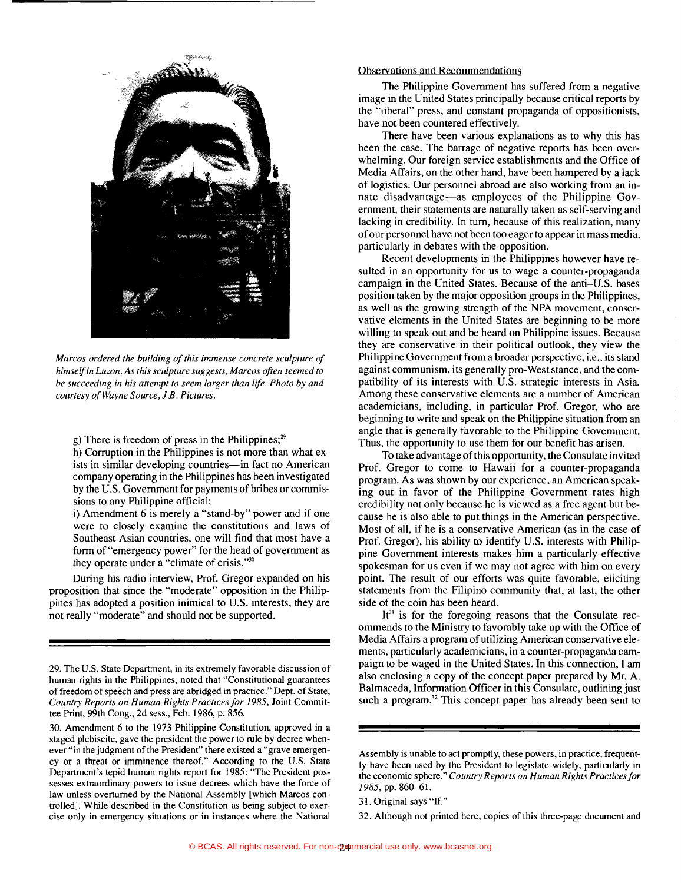*Marcos ordered the building of this immense concrete sculpture of himself in Luzon. As this sculpture suggests, Marcos often seemed to be succeeding in his attempt to seem larger than life. Photo by and courtesy of Wayne Source, J.B. Pictures.*

g) There is freedom of press in the Philippines;[29]

h) Corruption in the Philippines is not more than what exists in similar developing countries—in fact no American company operating in the Philippines has been investigated by the U.S. Government for payments of bribes or commissions to any Philippine official;

i) Amendment 6 is merely a "stand-by" power and if one were to closely examine the constitutions and laws of Southeast Asian countries, one will find that most have a form of "emergency power" for the head of government as they operate under a "climate of crisis."[30]

During his radio interview, Prof. Gregor expanded on his proposition that since the "moderate" opposition in the Philippines has adopted a position inimical to U.S. interests, they are not really "moderate" and should not be supported.

Observations and Recommendations

The Philippine Government has suffered from a negative image in the United States principally because critical reports by the "liberal" press, and constant propaganda of oppositionists, have not been countered effectively.

There have been various explanations as to why this has been the case. The barrage of negative reports has been overwhelming. Our foreign service establishments and the Office of Media Affairs, on the other hand, have been hampered by a lack of logistics. Our personnel abroad are also working from an innate disadvantage—as employees of the Philippine Government, their statements are naturally taken as self-serving and lacking in credibility. In turn, because of this realization, many of our personnel have not been too eager to appear in mass media, particularly in debates with the opposition.

Recent developments in the Philippines however have resulted in an opportunity for us to wage a counter-propaganda campaign in the United States. Because of the anti–U.S. bases position taken by the major opposition groups in the Philippines, as well as the growing strength of the NPA movement, conservative elements in the United States are beginning to be more willing to speak out and be heard on Philippine issues. Because they are conservative in their political outlook, they view the Philippine Government from a broader perspective, i.e., its stand against communism, its generally pro-West stance, and the compatibility of its interests with U.S. strategic interests in Asia. Among these conservative elements are a number of American academicians, including, in particular Prof. Gregor, who are beginning to write and speak on the Philippine situation from an angle that is generally favorable to the Philippine Government. Thus, the opportunity to use them for our benefit has arisen.

To take advantage of this opportunity, the Consulate invited Prof. Gregor to come to Hawaii for a counter-propaganda program. As was shown by our experience, an American speaking out in favor of the Philippine Government rates high credibility not only because he is viewed as a free agent but because he is also able to put things in the American perspective. Most of all, if he is a conservative American (as in the case of Prof. Gregor), his ability to identify U.S. interests with Philippine Government interests makes him a particularly effective spokesman for us even if we may not agree with him on every point. The result of our efforts was quite favorable, eliciting statements from the Filipino community that, at last, the other side of the coin has been heard.

It[31] is for the foregoing reasons that the Consulate recommends to the Ministry to favorably take up with the Office of Media Affairs a program of utilizing American conservative elements, particularly academicians, in a counter-propaganda campaign to be waged in the United States. In this connection, I am also enclosing a copy of the concept paper prepared by Mr. A. Balmaceda, Information Officer in this Consulate, outlining just such a program.[32] This concept paper has already been sent to

---

29. The U.S. State Department, in its extremely favorable discussion of human rights in the Philippines, noted that "Constitutional guarantees of freedom of speech and press are abridged in practice." Dept. of State, *Country Reports on Human Rights Practices for 1985*, Joint Committee Print, 99th Cong., 2d sess., Feb. 1986, p. 856.

30. Amendment 6 to the 1973 Philippine Constitution, approved in a staged plebiscite, gave the president the power to rule by decree whenever "in the judgment of the President" there existed a "grave emergency or a threat or imminence thereof." According to the U.S. State Department's tepid human rights report for 1985: "The President possesses extraordinary powers to issue decrees which have the force of law unless overturned by the National Assembly [which Marcos controlled]. While described in the Constitution as being subject to exercise only in emergency situations or in instances where the National Assembly is unable to act promptly, these powers, in practice, frequently have been used by the President to legislate widely, particularly in the economic sphere." *Country Reports on Human Rights Practices for 1985*, pp. 860–61.

31. Original says "If."

32. Although not printed here, copies of this three-page document and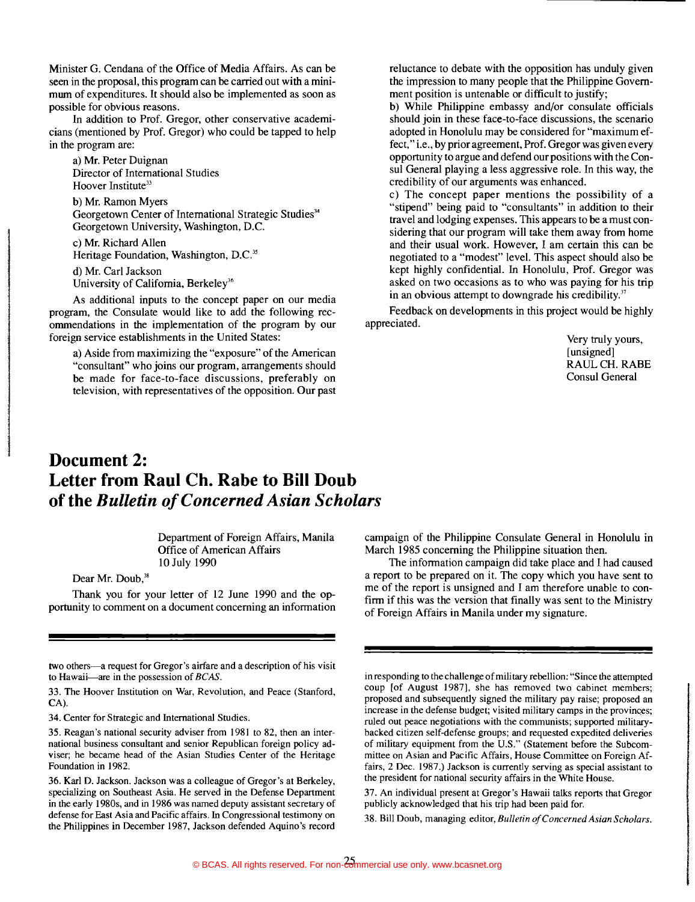Minister G. Cendana of the Office of Media Affairs. As can be seen in the proposal, this program can be carried out with a minimum of expenditures. It should also be implemented as soon as possible for obvious reasons.

In addition to Prof. Gregor, other conservative academicians (mentioned by Prof. Gregor) who could be tapped to help in the program are:

a) Mr. Peter Duignan
Director of International Studies
Hoover Institute[33]

b) Mr. Ramon Myers
Georgetown Center of International Strategic Studies[34]
Georgetown University, Washington, D.C.

c) Mr. Richard Allen
Heritage Foundation, Washington, D.C.[35]

d) Mr. Carl Jackson
University of California, Berkeley[36]

As additional inputs to the concept paper on our media program, the Consulate would like to add the following recommendations in the implementation of the program by our foreign service establishments in the United States:

a) Aside from maximizing the "exposure" of the American "consultant" who joins our program, arrangements should be made for face-to-face discussions, preferably on television, with representatives of the opposition. Our past reluctance to debate with the opposition has unduly given the impression to many people that the Philippine Government position is untenable or difficult to justify;

b) While Philippine embassy and/or consulate officials should join in these face-to-face discussions, the scenario adopted in Honolulu may be considered for "maximum effect," i.e., by prior agreement, Prof. Gregor was given every opportunity to argue and defend our positions with the Consul General playing a less aggressive role. In this way, the credibility of our arguments was enhanced.

c) The concept paper mentions the possibility of a "stipend" being paid to "consultants" in addition to their travel and lodging expenses. This appears to be a must considering that our program will take them away from home and their usual work. However, I am certain this can be negotiated to a "modest" level. This aspect should also be kept highly confidential. In Honolulu, Prof. Gregor was asked on two occasions as to who was paying for his trip in an obvious attempt to downgrade his credibility.[37]

Feedback on developments in this project would be highly appreciated.

Very truly yours,
[unsigned]
RAUL CH. RABE
Consul General

# Document 2: Letter from Raul Ch. Rabe to Bill Doub of the *Bulletin of Concerned Asian Scholars*

Department of Foreign Affairs, Manila
Office of American Affairs
10 July 1990

Dear Mr. Doub,[38]

Thank you for your letter of 12 June 1990 and the opportunity to comment on a document concerning an information campaign of the Philippine Consulate General in Honolulu in March 1985 concerning the Philippine situation then.

The information campaign did take place and I had caused a report to be prepared on it. The copy which you have sent to me of the report is unsigned and I am therefore unable to confirm if this was the version that finally was sent to the Ministry of Foreign Affairs in Manila under my signature.

---

two others—a request for Gregor's airfare and a description of his visit to Hawaii—are in the possession of *BCAS*.

33. The Hoover Institution on War, Revolution, and Peace (Stanford, CA).

34. Center for Strategic and International Studies.

35. Reagan's national security adviser from 1981 to 82, then an international business consultant and senior Republican foreign policy adviser; he became head of the Asian Studies Center of the Heritage Foundation in 1982.

36. Karl D. Jackson. Jackson was a colleague of Gregor's at Berkeley, specializing on Southeast Asia. He served in the Defense Department in the early 1980s, and in 1986 was named deputy assistant secretary of defense for East Asia and Pacific affairs. In Congressional testimony on the Philippines in December 1987, Jackson defended Aquino's record in responding to the challenge of military rebellion: "Since the attempted coup [of August 1987], she has removed two cabinet members; proposed and subsequently signed the military pay raise; proposed an increase in the defense budget; visited military camps in the provinces; ruled out peace negotiations with the communists; supported military-backed citizen self-defense groups; and requested expedited deliveries of military equipment from the U.S." (Statement before the Subcommittee on Asian and Pacific Affairs, House Committee on Foreign Affairs, 2 Dec. 1987.) Jackson is currently serving as special assistant to the president for national security affairs in the White House.

37. An individual present at Gregor's Hawaii talks reports that Gregor publicly acknowledged that his trip had been paid for.

38. Bill Doub, managing editor, *Bulletin of Concerned Asian Scholars*.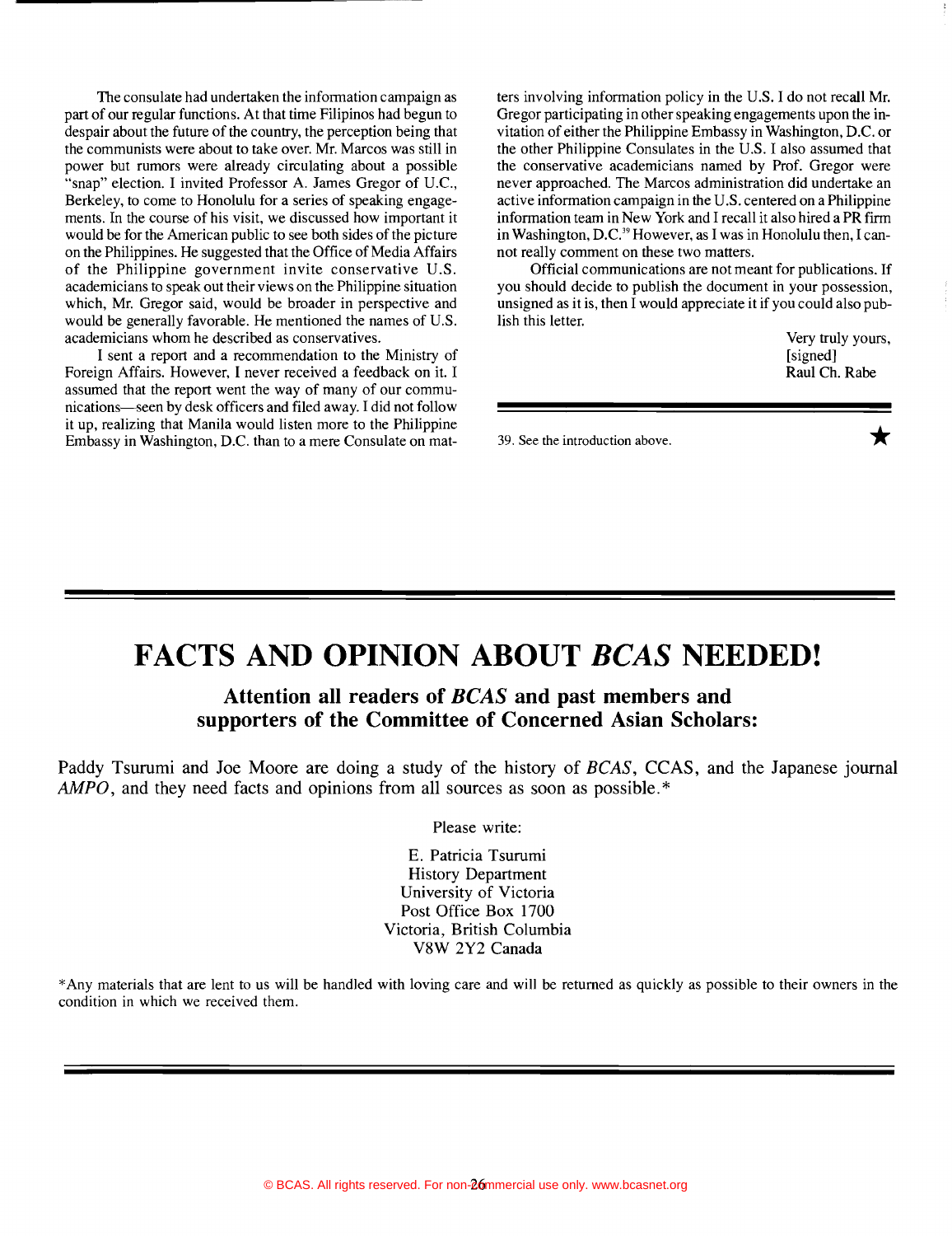The consulate had undertaken the information campaign as part of our regular functions. At that time Filipinos had begun to despair about the future of the country, the perception being that the communists were about to take over. Mr. Marcos was still in power but rumors were already circulating about a possible "snap" election. I invited Professor A. James Gregor of U.C., Berkeley, to come to Honolulu for a series of speaking engagements. In the course of his visit, we discussed how important it would be for the American public to see both sides of the picture on the Philippines. He suggested that the Office of Media Affairs of the Philippine government invite conservative U.S. academicians to speak out their views on the Philippine situation which, Mr. Gregor said, would be broader in perspective and would be generally favorable. He mentioned the names of U.S. academicians whom he described as conservatives.

I sent a report and a recommendation to the Ministry of Foreign Affairs. However, I never received a feedback on it. I assumed that the report went the way of many of our communications—seen by desk officers and filed away. I did not follow it up, realizing that Manila would listen more to the Philippine Embassy in Washington, D.C. than to a mere Consulate on matters involving information policy in the U.S. I do not recall Mr. Gregor participating in other speaking engagements upon the invitation of either the Philippine Embassy in Washington, D.C. or the other Philippine Consulates in the U.S. I also assumed that the conservative academicians named by Prof. Gregor were never approached. The Marcos administration did undertake an active information campaign in the U.S. centered on a Philippine information team in New York and I recall it also hired a PR firm in Washington, D.C.[39] However, as I was in Honolulu then, I cannot really comment on these two matters.

Official communications are not meant for publications. If you should decide to publish the document in your possession, unsigned as it is, then I would appreciate it if you could also publish this letter.

Very truly yours,
[signed]
Raul Ch. Rabe

39. See the introduction above.

# FACTS AND OPINION ABOUT *BCAS* NEEDED!

## Attention all readers of *BCAS* and past members and supporters of the Committee of Concerned Asian Scholars:

Paddy Tsurumi and Joe Moore are doing a study of the history of *BCAS*, CCAS, and the Japanese journal *AMPO*, and they need facts and opinions from all sources as soon as possible.*

Please write:

E. Patricia Tsurumi
History Department
University of Victoria
Post Office Box 1700
Victoria, British Columbia
V8W 2Y2 Canada

*Any materials that are lent to us will be handled with loving care and will be returned as quickly as possible to their owners in the condition in which we received them.